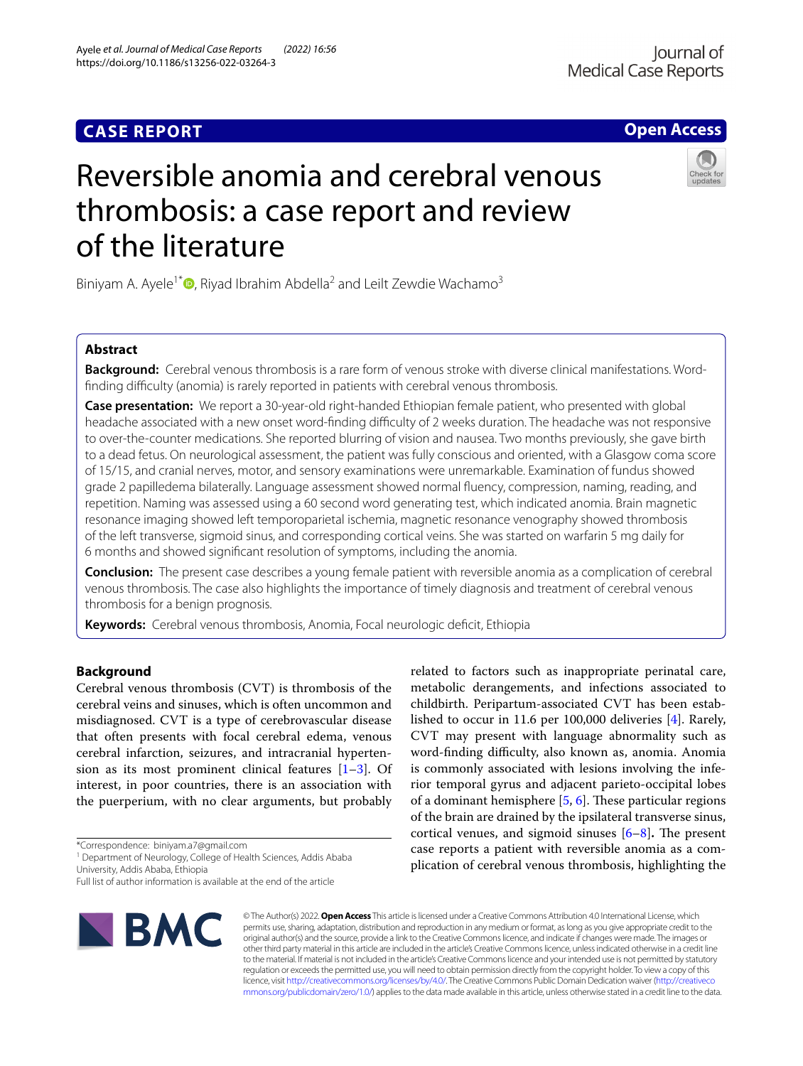CASE REPORT

Open Access

# Reversible anomia and cerebral venous thrombosis: a case report and review of the literature

Biniyam A. Ayele[1*], Riyad Ibrahim Abdella[2] and Leilt Zewdie Wachamo[3]

## Abstract

**Background:** Cerebral venous thrombosis is a rare form of venous stroke with diverse clinical manifestations. Word-finding difficulty (anomia) is rarely reported in patients with cerebral venous thrombosis.

**Case presentation:** We report a 30-year-old right-handed Ethiopian female patient, who presented with global headache associated with a new onset word-finding difficulty of 2 weeks duration. The headache was not responsive to over-the-counter medications. She reported blurring of vision and nausea. Two months previously, she gave birth to a dead fetus. On neurological assessment, the patient was fully conscious and oriented, with a Glasgow coma score of 15/15, and cranial nerves, motor, and sensory examinations were unremarkable. Examination of fundus showed grade 2 papilledema bilaterally. Language assessment showed normal fluency, compression, naming, reading, and repetition. Naming was assessed using a 60 second word generating test, which indicated anomia. Brain magnetic resonance imaging showed left temporoparietal ischemia, magnetic resonance venography showed thrombosis of the left transverse, sigmoid sinus, and corresponding cortical veins. She was started on warfarin 5 mg daily for 6 months and showed significant resolution of symptoms, including the anomia.

**Conclusion:** The present case describes a young female patient with reversible anomia as a complication of cerebral venous thrombosis. The case also highlights the importance of timely diagnosis and treatment of cerebral venous thrombosis for a benign prognosis.

**Keywords:** Cerebral venous thrombosis, Anomia, Focal neurologic deficit, Ethiopia

## Background

Cerebral venous thrombosis (CVT) is thrombosis of the cerebral veins and sinuses, which is often uncommon and misdiagnosed. CVT is a type of cerebrovascular disease that often presents with focal cerebral edema, venous cerebral infarction, seizures, and intracranial hypertension as its most prominent clinical features [1–3]. Of interest, in poor countries, there is an association with the puerperium, with no clear arguments, but probably related to factors such as inappropriate perinatal care, metabolic derangements, and infections associated to childbirth. Peripartum-associated CVT has been established to occur in 11.6 per 100,000 deliveries [4]. Rarely, CVT may present with language abnormality such as word-finding difficulty, also known as, anomia. Anomia is commonly associated with lesions involving the inferior temporal gyrus and adjacent parieto-occipital lobes of a dominant hemisphere [5, 6]. These particular regions of the brain are drained by the ipsilateral transverse sinus, cortical venues, and sigmoid sinuses [6–8]**.** The present case reports a patient with reversible anomia as a complication of cerebral venous thrombosis, highlighting the

*Correspondence: biniyam.a7@gmail.com

[1] Department of Neurology, College of Health Sciences, Addis Ababa University, Addis Ababa, Ethiopia

Full list of author information is available at the end of the article

© The Author(s) 2022. **Open Access** This article is licensed under a Creative Commons Attribution 4.0 International License, which permits use, sharing, adaptation, distribution and reproduction in any medium or format, as long as you give appropriate credit to the original author(s) and the source, provide a link to the Creative Commons licence, and indicate if changes were made. The images or other third party material in this article are included in the article's Creative Commons licence, unless indicated otherwise in a credit line to the material. If material is not included in the article's Creative Commons licence and your intended use is not permitted by statutory regulation or exceeds the permitted use, you will need to obtain permission directly from the copyright holder. To view a copy of this licence, visit http://creativecommons.org/licenses/by/4.0/. The Creative Commons Public Domain Dedication waiver (http://creativecommons.org/publicdomain/zero/1.0/) applies to the data made available in this article, unless otherwise stated in a credit line to the data.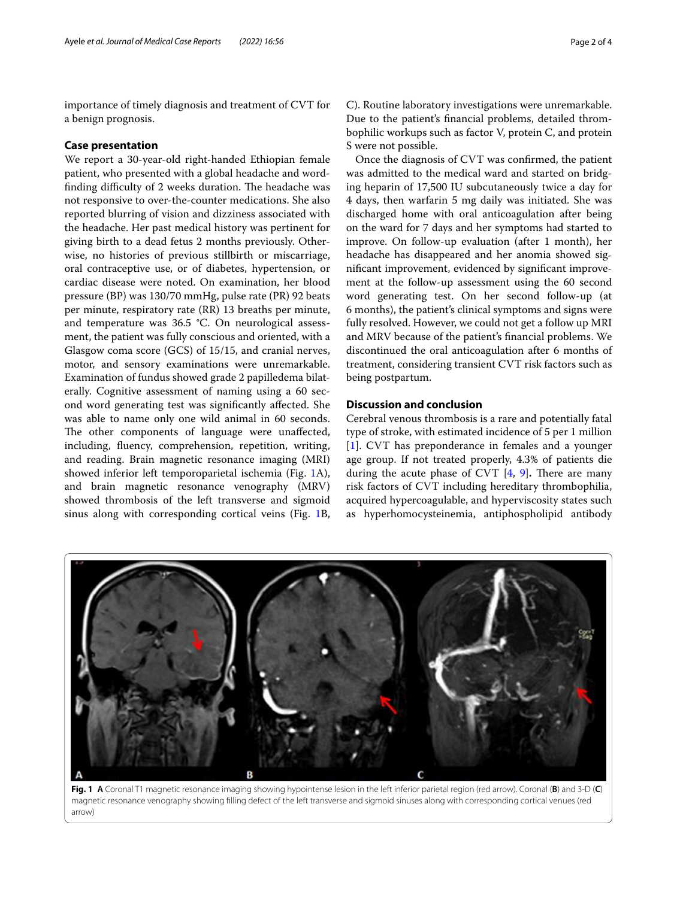importance of timely diagnosis and treatment of CVT for a benign prognosis.

## Case presentation

We report a 30-year-old right-handed Ethiopian female patient, who presented with a global headache and word-finding difficulty of 2 weeks duration. The headache was not responsive to over-the-counter medications. She also reported blurring of vision and dizziness associated with the headache. Her past medical history was pertinent for giving birth to a dead fetus 2 months previously. Otherwise, no histories of previous stillbirth or miscarriage, oral contraceptive use, or of diabetes, hypertension, or cardiac disease were noted. On examination, her blood pressure (BP) was 130/70 mmHg, pulse rate (PR) 92 beats per minute, respiratory rate (RR) 13 breaths per minute, and temperature was 36.5 °C. On neurological assessment, the patient was fully conscious and oriented, with a Glasgow coma score (GCS) of 15/15, and cranial nerves, motor, and sensory examinations were unremarkable. Examination of fundus showed grade 2 papilledema bilaterally. Cognitive assessment of naming using a 60 second word generating test was significantly affected. She was able to name only one wild animal in 60 seconds. The other components of language were unaffected, including, fluency, comprehension, repetition, writing, and reading. Brain magnetic resonance imaging (MRI) showed inferior left temporoparietal ischemia (Fig. 1A), and brain magnetic resonance venography (MRV) showed thrombosis of the left transverse and sigmoid sinus along with corresponding cortical veins (Fig. 1B, C). Routine laboratory investigations were unremarkable. Due to the patient's financial problems, detailed thrombophilic workups such as factor V, protein C, and protein S were not possible.

Once the diagnosis of CVT was confirmed, the patient was admitted to the medical ward and started on bridging heparin of 17,500 IU subcutaneously twice a day for 4 days, then warfarin 5 mg daily was initiated. She was discharged home with oral anticoagulation after being on the ward for 7 days and her symptoms had started to improve. On follow-up evaluation (after 1 month), her headache has disappeared and her anomia showed significant improvement, evidenced by significant improvement at the follow-up assessment using the 60 second word generating test. On her second follow-up (at 6 months), the patient's clinical symptoms and signs were fully resolved. However, we could not get a follow up MRI and MRV because of the patient's financial problems. We discontinued the oral anticoagulation after 6 months of treatment, considering transient CVT risk factors such as being postpartum.

## Discussion and conclusion

Cerebral venous thrombosis is a rare and potentially fatal type of stroke, with estimated incidence of 5 per 1 million [1]. CVT has preponderance in females and a younger age group. If not treated properly, 4.3% of patients die during the acute phase of CVT [4, 9]. There are many risk factors of CVT including hereditary thrombophilia, acquired hypercoagulable, and hyperviscosity states such as hyperhomocysteinemia, antiphospholipid antibody

**Fig. 1** **A** Coronal T1 magnetic resonance imaging showing hypointense lesion in the left inferior parietal region (red arrow). Coronal (**B**) and 3-D (**C**) magnetic resonance venography showing filling defect of the left transverse and sigmoid sinuses along with corresponding cortical venues (red arrow)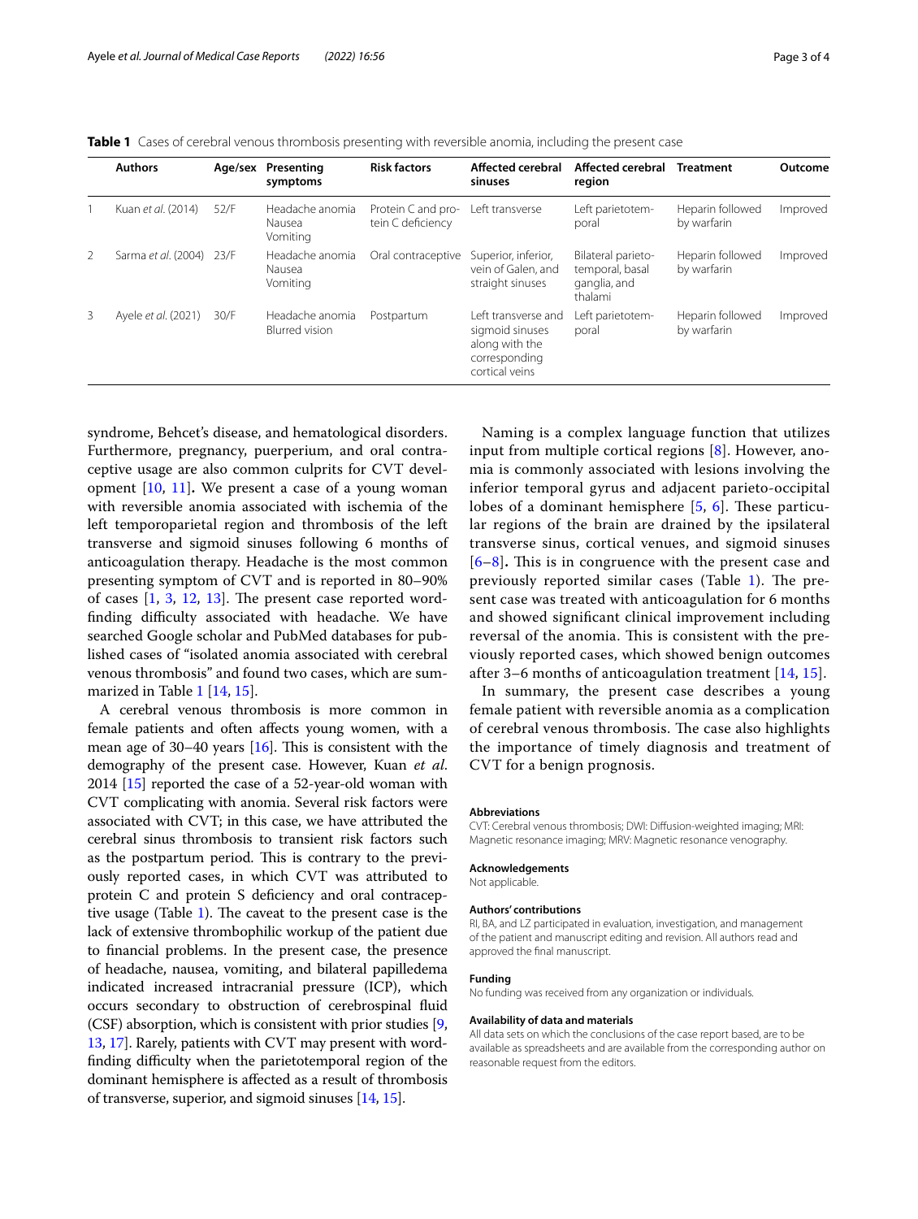**Table 1** Cases of cerebral venous thrombosis presenting with reversible anomia, including the present case

| | Authors | Age/sex | Presenting symptoms | Risk factors | Affected cerebral sinuses | Affected cerebral region | Treatment | Outcome |
|---|---|---|---|---|---|---|---|---|
| 1 | Kuan *et al.* (2014) | 52/F | Headache anomia Nausea Vomiting | Protein C and protein C deficiency | Left transverse | Left parietotemporal | Heparin followed by warfarin | Improved |
| 2 | Sarma *et al.* (2004) | 23/F | Headache anomia Nausea Vomiting | Oral contraceptive | Superior, inferior, vein of Galen, and straight sinuses | Bilateral parietotemporal, basal ganglia, and thalami | Heparin followed by warfarin | Improved |
| 3 | Ayele *et al.* (2021) | 30/F | Headache anomia Blurred vision | Postpartum | Left transverse and sigmoid sinuses along with the corresponding cortical veins | Left parietotemporal | Heparin followed by warfarin | Improved |

syndrome, Behcet's disease, and hematological disorders. Furthermore, pregnancy, puerperium, and oral contraceptive usage are also common culprits for CVT development [10, 11]**.** We present a case of a young woman with reversible anomia associated with ischemia of the left temporoparietal region and thrombosis of the left transverse and sigmoid sinuses following 6 months of anticoagulation therapy. Headache is the most common presenting symptom of CVT and is reported in 80–90% of cases [1, 3, 12, 13]. The present case reported word-finding difficulty associated with headache. We have searched Google scholar and PubMed databases for published cases of "isolated anomia associated with cerebral venous thrombosis" and found two cases, which are summarized in Table 1 [14, 15].

A cerebral venous thrombosis is more common in female patients and often affects young women, with a mean age of 30–40 years [16]. This is consistent with the demography of the present case. However, Kuan *et al.* 2014 [15] reported the case of a 52-year-old woman with CVT complicating with anomia. Several risk factors were associated with CVT; in this case, we have attributed the cerebral sinus thrombosis to transient risk factors such as the postpartum period. This is contrary to the previously reported cases, in which CVT was attributed to protein C and protein S deficiency and oral contraceptive usage (Table 1). The caveat to the present case is the lack of extensive thrombophilic workup of the patient due to financial problems. In the present case, the presence of headache, nausea, vomiting, and bilateral papilledema indicated increased intracranial pressure (ICP), which occurs secondary to obstruction of cerebrospinal fluid (CSF) absorption, which is consistent with prior studies [9, 13, 17]. Rarely, patients with CVT may present with word-finding difficulty when the parietotemporal region of the dominant hemisphere is affected as a result of thrombosis of transverse, superior, and sigmoid sinuses [14, 15].

Naming is a complex language function that utilizes input from multiple cortical regions [8]. However, anomia is commonly associated with lesions involving the inferior temporal gyrus and adjacent parieto-occipital lobes of a dominant hemisphere [5, 6]. These particular regions of the brain are drained by the ipsilateral transverse sinus, cortical venues, and sigmoid sinuses [6–8]**.** This is in congruence with the present case and previously reported similar cases (Table 1). The present case was treated with anticoagulation for 6 months and showed significant clinical improvement including reversal of the anomia. This is consistent with the previously reported cases, which showed benign outcomes after 3–6 months of anticoagulation treatment [14, 15].

In summary, the present case describes a young female patient with reversible anomia as a complication of cerebral venous thrombosis. The case also highlights the importance of timely diagnosis and treatment of CVT for a benign prognosis.

#### Abbreviations
CVT: Cerebral venous thrombosis; DWI: Diffusion-weighted imaging; MRI: Magnetic resonance imaging; MRV: Magnetic resonance venography.

#### Acknowledgements
Not applicable.

#### Authors' contributions
RI, BA, and LZ participated in evaluation, investigation, and management of the patient and manuscript editing and revision. All authors read and approved the final manuscript.

#### Funding
No funding was received from any organization or individuals.

#### Availability of data and materials
All data sets on which the conclusions of the case report based, are to be available as spreadsheets and are available from the corresponding author on reasonable request from the editors.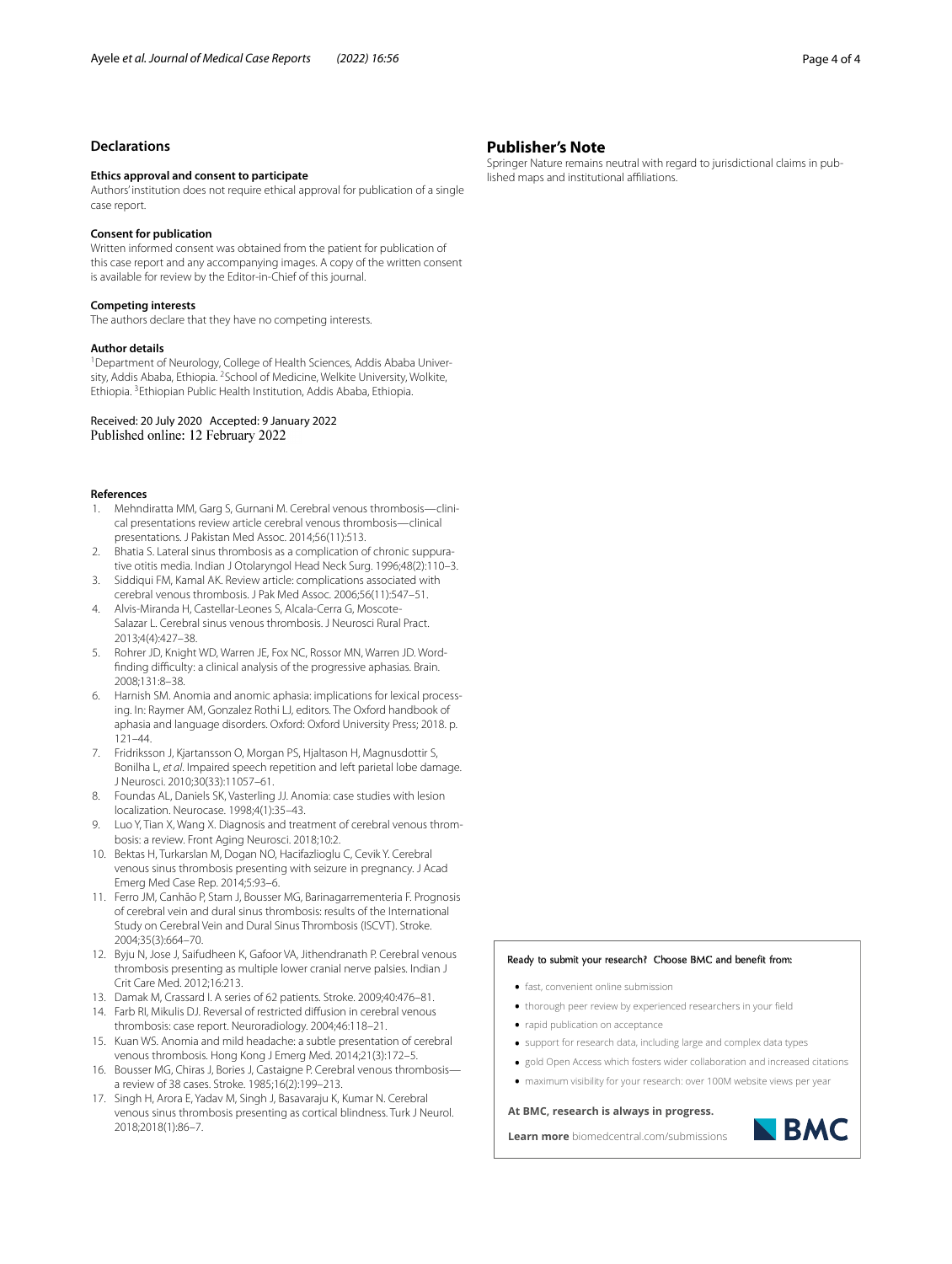## Declarations

### Ethics approval and consent to participate

Authors' institution does not require ethical approval for publication of a single case report.

### Consent for publication

Written informed consent was obtained from the patient for publication of this case report and any accompanying images. A copy of the written consent is available for review by the Editor-in-Chief of this journal.

### Competing interests

The authors declare that they have no competing interests.

### Author details

[1] Department of Neurology, College of Health Sciences, Addis Ababa University, Addis Ababa, Ethiopia. [2] School of Medicine, Welkite University, Wolkite, Ethiopia. [3] Ethiopian Public Health Institution, Addis Ababa, Ethiopia.

Received: 20 July 2020 Accepted: 9 January 2022
Published online: 12 February 2022

### References

1. Mehndiratta MM, Garg S, Gurnani M. Cerebral venous thrombosis—clinical presentations review article cerebral venous thrombosis—clinical presentations. J Pakistan Med Assoc. 2014;56(11):513.
2. Bhatia S. Lateral sinus thrombosis as a complication of chronic suppurative otitis media. Indian J Otolaryngol Head Neck Surg. 1996;48(2):110–3.
3. Siddiqui FM, Kamal AK. Review article: complications associated with cerebral venous thrombosis. J Pak Med Assoc. 2006;56(11):547–51.
4. Alvis-Miranda H, Castellar-Leones S, Alcala-Cerra G, Moscote-Salazar L. Cerebral sinus venous thrombosis. J Neurosci Rural Pract. 2013;4(4):427–38.
5. Rohrer JD, Knight WD, Warren JE, Fox NC, Rossor MN, Warren JD. Word-finding difficulty: a clinical analysis of the progressive aphasias. Brain. 2008;131:8–38.
6. Harnish SM. Anomia and anomic aphasia: implications for lexical processing. In: Raymer AM, Gonzalez Rothi LJ, editors. The Oxford handbook of aphasia and language disorders. Oxford: Oxford University Press; 2018. p. 121–44.
7. Fridriksson J, Kjartansson O, Morgan PS, Hjaltason H, Magnusdottir S, Bonilha L, *et al*. Impaired speech repetition and left parietal lobe damage. J Neurosci. 2010;30(33):11057–61.
8. Foundas AL, Daniels SK, Vasterling JJ. Anomia: case studies with lesion localization. Neurocase. 1998;4(1):35–43.
9. Luo Y, Tian X, Wang X. Diagnosis and treatment of cerebral venous thrombosis: a review. Front Aging Neurosci. 2018;10:2.
10. Bektas H, Turkarslan M, Dogan NO, Hacifazlioglu C, Cevik Y. Cerebral venous sinus thrombosis presenting with seizure in pregnancy. J Acad Emerg Med Case Rep. 2014;5:93–6.
11. Ferro JM, Canhão P, Stam J, Bousser MG, Barinagarrementeria F. Prognosis of cerebral vein and dural sinus thrombosis: results of the International Study on Cerebral Vein and Dural Sinus Thrombosis (ISCVT). Stroke. 2004;35(3):664–70.
12. Byju N, Jose J, Saifudheen K, Gafoor VA, Jithendranath P. Cerebral venous thrombosis presenting as multiple lower cranial nerve palsies. Indian J Crit Care Med. 2012;16:213.
13. Damak M, Crassard I. A series of 62 patients. Stroke. 2009;40:476–81.
14. Farb RI, Mikulis DJ. Reversal of restricted diffusion in cerebral venous thrombosis: case report. Neuroradiology. 2004;46:118–21.
15. Kuan WS. Anomia and mild headache: a subtle presentation of cerebral venous thrombosis. Hong Kong J Emerg Med. 2014;21(3):172–5.
16. Bousser MG, Chiras J, Bories J, Castaigne P. Cerebral venous thrombosis—a review of 38 cases. Stroke. 1985;16(2):199–213.
17. Singh H, Arora E, Yadav M, Singh J, Basavaraju K, Kumar N. Cerebral venous sinus thrombosis presenting as cortical blindness. Turk J Neurol. 2018;2018(1):86–7.

## Publisher's Note

Springer Nature remains neutral with regard to jurisdictional claims in published maps and institutional affiliations.

Ready to submit your research? Choose BMC and benefit from:

- fast, convenient online submission
- thorough peer review by experienced researchers in your field
- rapid publication on acceptance
- support for research data, including large and complex data types
- gold Open Access which fosters wider collaboration and increased citations
- maximum visibility for your research: over 100M website views per year

**At BMC, research is always in progress.**

**Learn more** biomedcentral.com/submissions